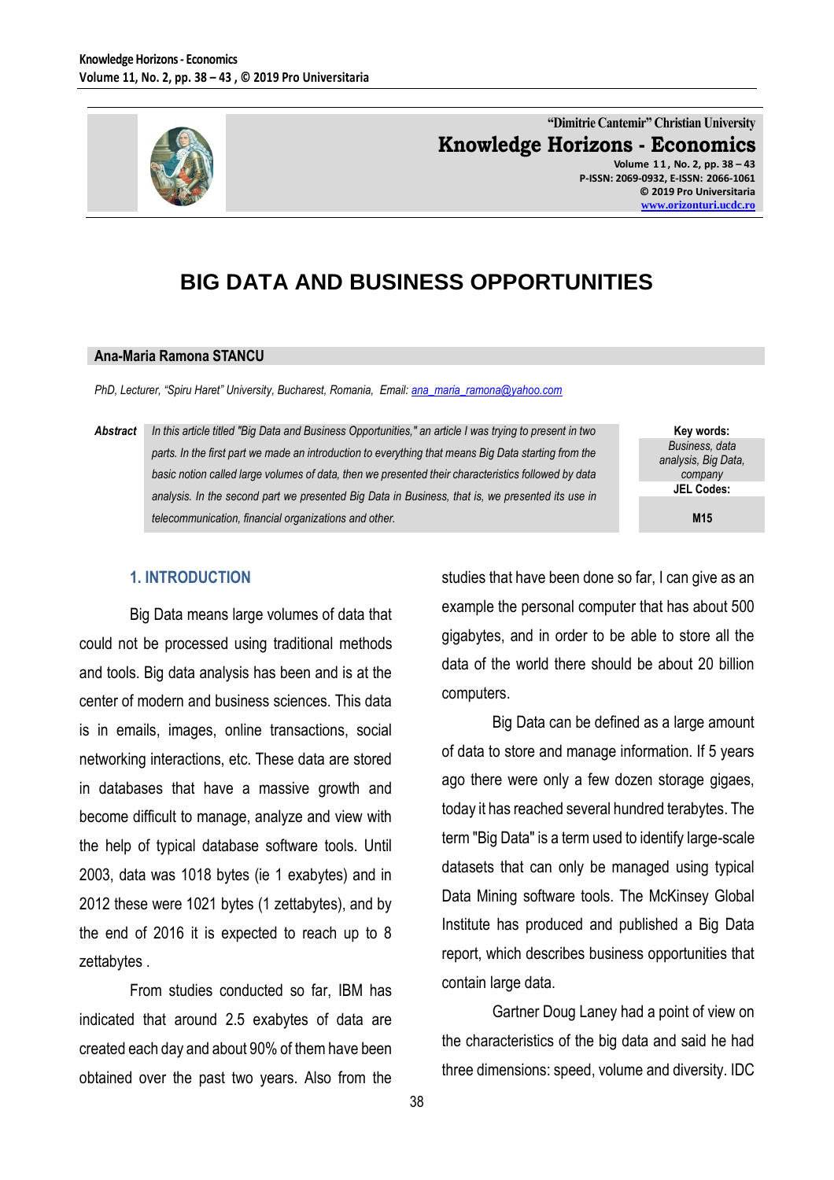"Dimitrie Cantemir" Christian University

**Knowledge Horizons - Economics**

Volume 11, No. 2, pp. 38 – 43
P-ISSN: 2069-0932, E-ISSN: 2066-1061
© 2019 Pro Universitaria
www.orizonturi.ucdc.ro

# BIG DATA AND BUSINESS OPPORTUNITIES

**Ana-Maria Ramona STANCU**

*PhD, Lecturer, "Spiru Haret" University, Bucharest, Romania, Email: ana_maria_ramona@yahoo.com*

**Abstract** *In this article titled "Big Data and Business Opportunities," an article I was trying to present in two parts. In the first part we made an introduction to everything that means Big Data starting from the basic notion called large volumes of data, then we presented their characteristics followed by data analysis. In the second part we presented Big Data in Business, that is, we presented its use in telecommunication, financial organizations and other.*

**Key words:** *Business, data analysis, Big Data, company*

**JEL Codes:** M15

## 1. INTRODUCTION

Big Data means large volumes of data that could not be processed using traditional methods and tools. Big data analysis has been and is at the center of modern and business sciences. This data is in emails, images, online transactions, social networking interactions, etc. These data are stored in databases that have a massive growth and become difficult to manage, analyze and view with the help of typical database software tools. Until 2003, data was 1018 bytes (ie 1 exabytes) and in 2012 these were 1021 bytes (1 zettabytes), and by the end of 2016 it is expected to reach up to 8 zettabytes .

From studies conducted so far, IBM has indicated that around 2.5 exabytes of data are created each day and about 90% of them have been obtained over the past two years. Also from the studies that have been done so far, I can give as an example the personal computer that has about 500 gigabytes, and in order to be able to store all the data of the world there should be about 20 billion computers.

Big Data can be defined as a large amount of data to store and manage information. If 5 years ago there were only a few dozen storage gigaes, today it has reached several hundred terabytes. The term "Big Data" is a term used to identify large-scale datasets that can only be managed using typical Data Mining software tools. The McKinsey Global Institute has produced and published a Big Data report, which describes business opportunities that contain large data.

Gartner Doug Laney had a point of view on the characteristics of the big data and said he had three dimensions: speed, volume and diversity. IDC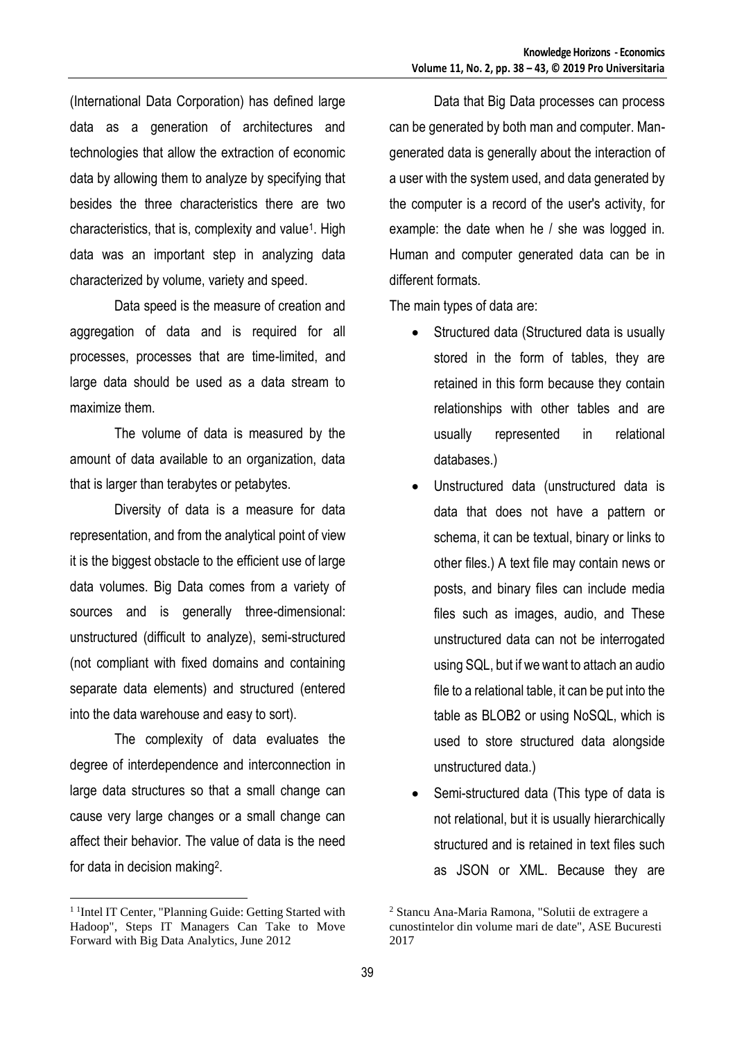(International Data Corporation) has defined large data as a generation of architectures and technologies that allow the extraction of economic data by allowing them to analyze by specifying that besides the three characteristics there are two characteristics, that is, complexity and value[1]. High data was an important step in analyzing data characterized by volume, variety and speed.

Data speed is the measure of creation and aggregation of data and is required for all processes, processes that are time-limited, and large data should be used as a data stream to maximize them.

The volume of data is measured by the amount of data available to an organization, data that is larger than terabytes or petabytes.

Diversity of data is a measure for data representation, and from the analytical point of view it is the biggest obstacle to the efficient use of large data volumes. Big Data comes from a variety of sources and is generally three-dimensional: unstructured (difficult to analyze), semi-structured (not compliant with fixed domains and containing separate data elements) and structured (entered into the data warehouse and easy to sort).

The complexity of data evaluates the degree of interdependence and interconnection in large data structures so that a small change can cause very large changes or a small change can affect their behavior. The value of data is the need for data in decision making[2].

Data that Big Data processes can process can be generated by both man and computer. Man-generated data is generally about the interaction of a user with the system used, and data generated by the computer is a record of the user's activity, for example: the date when he / she was logged in. Human and computer generated data can be in different formats.

The main types of data are:

- Structured data (Structured data is usually stored in the form of tables, they are retained in this form because they contain relationships with other tables and are usually represented in relational databases.)
- Unstructured data (unstructured data is data that does not have a pattern or schema, it can be textual, binary or links to other files.) A text file may contain news or posts, and binary files can include media files such as images, audio, and These unstructured data can not be interrogated using SQL, but if we want to attach an audio file to a relational table, it can be put into the table as BLOB2 or using NoSQL, which is used to store structured data alongside unstructured data.)
- Semi-structured data (This type of data is not relational, but it is usually hierarchically structured and is retained in text files such as JSON or XML. Because they are

---

[1] [1]Intel IT Center, "Planning Guide: Getting Started with Hadoop", Steps IT Managers Can Take to Move Forward with Big Data Analytics, June 2012

[2] Stancu Ana-Maria Ramona, "Solutii de extragere a cunostintelor din volume mari de date", ASE Bucuresti 2017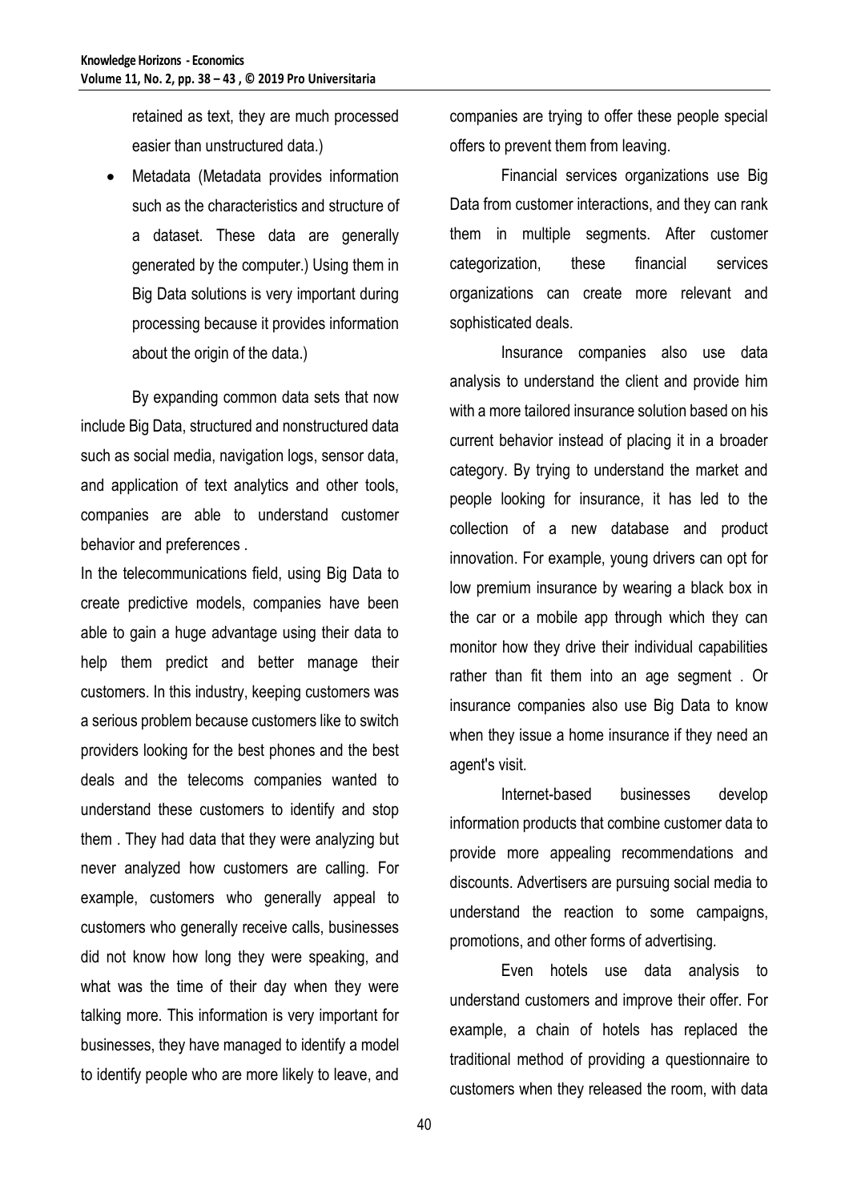retained as text, they are much processed easier than unstructured data.)

- Metadata (Metadata provides information such as the characteristics and structure of a dataset. These data are generally generated by the computer.) Using them in Big Data solutions is very important during processing because it provides information about the origin of the data.)

By expanding common data sets that now include Big Data, structured and nonstructured data such as social media, navigation logs, sensor data, and application of text analytics and other tools, companies are able to understand customer behavior and preferences .

In the telecommunications field, using Big Data to create predictive models, companies have been able to gain a huge advantage using their data to help them predict and better manage their customers. In this industry, keeping customers was a serious problem because customers like to switch providers looking for the best phones and the best deals and the telecoms companies wanted to understand these customers to identify and stop them . They had data that they were analyzing but never analyzed how customers are calling. For example, customers who generally appeal to customers who generally receive calls, businesses did not know how long they were speaking, and what was the time of their day when they were talking more. This information is very important for businesses, they have managed to identify a model to identify people who are more likely to leave, and companies are trying to offer these people special offers to prevent them from leaving.

Financial services organizations use Big Data from customer interactions, and they can rank them in multiple segments. After customer categorization, these financial services organizations can create more relevant and sophisticated deals.

Insurance companies also use data analysis to understand the client and provide him with a more tailored insurance solution based on his current behavior instead of placing it in a broader category. By trying to understand the market and people looking for insurance, it has led to the collection of a new database and product innovation. For example, young drivers can opt for low premium insurance by wearing a black box in the car or a mobile app through which they can monitor how they drive their individual capabilities rather than fit them into an age segment . Or insurance companies also use Big Data to know when they issue a home insurance if they need an agent's visit.

Internet-based businesses develop information products that combine customer data to provide more appealing recommendations and discounts. Advertisers are pursuing social media to understand the reaction to some campaigns, promotions, and other forms of advertising.

Even hotels use data analysis to understand customers and improve their offer. For example, a chain of hotels has replaced the traditional method of providing a questionnaire to customers when they released the room, with data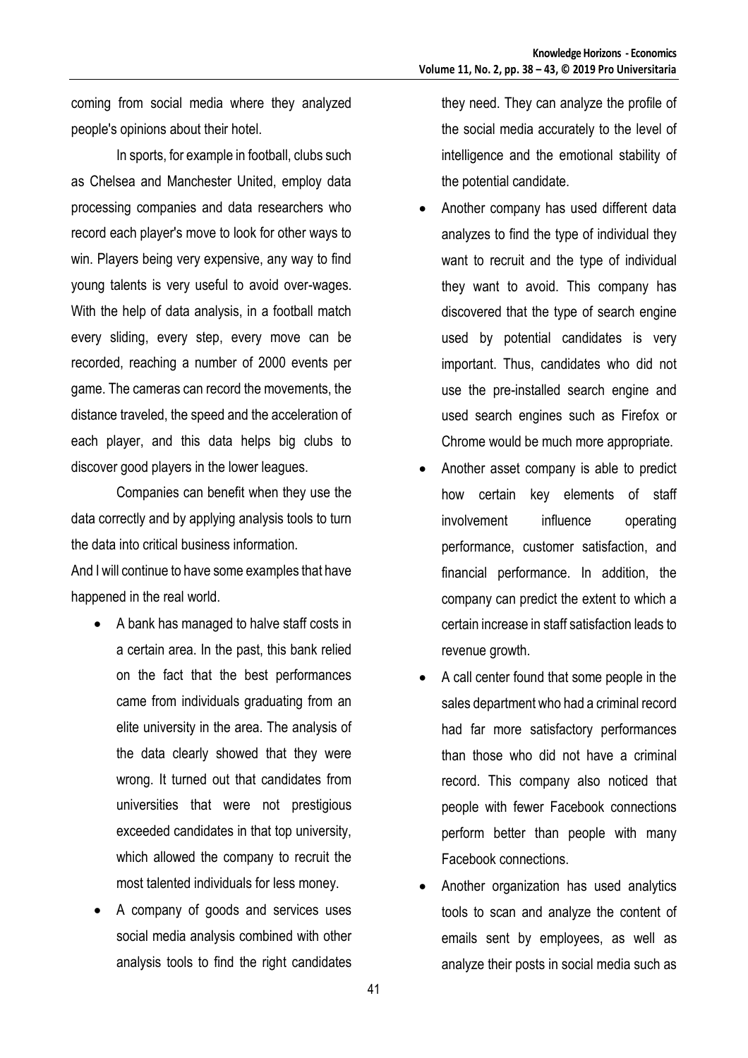coming from social media where they analyzed people's opinions about their hotel.

In sports, for example in football, clubs such as Chelsea and Manchester United, employ data processing companies and data researchers who record each player's move to look for other ways to win. Players being very expensive, any way to find young talents is very useful to avoid over-wages. With the help of data analysis, in a football match every sliding, every step, every move can be recorded, reaching a number of 2000 events per game. The cameras can record the movements, the distance traveled, the speed and the acceleration of each player, and this data helps big clubs to discover good players in the lower leagues.

Companies can benefit when they use the data correctly and by applying analysis tools to turn the data into critical business information.

And I will continue to have some examples that have happened in the real world.

- A bank has managed to halve staff costs in a certain area. In the past, this bank relied on the fact that the best performances came from individuals graduating from an elite university in the area. The analysis of the data clearly showed that they were wrong. It turned out that candidates from universities that were not prestigious exceeded candidates in that top university, which allowed the company to recruit the most talented individuals for less money.
- A company of goods and services uses social media analysis combined with other analysis tools to find the right candidates they need. They can analyze the profile of the social media accurately to the level of intelligence and the emotional stability of the potential candidate.
- Another company has used different data analyzes to find the type of individual they want to recruit and the type of individual they want to avoid. This company has discovered that the type of search engine used by potential candidates is very important. Thus, candidates who did not use the pre-installed search engine and used search engines such as Firefox or Chrome would be much more appropriate.
- Another asset company is able to predict how certain key elements of staff involvement influence operating performance, customer satisfaction, and financial performance. In addition, the company can predict the extent to which a certain increase in staff satisfaction leads to revenue growth.
- A call center found that some people in the sales department who had a criminal record had far more satisfactory performances than those who did not have a criminal record. This company also noticed that people with fewer Facebook connections perform better than people with many Facebook connections.
- Another organization has used analytics tools to scan and analyze the content of emails sent by employees, as well as analyze their posts in social media such as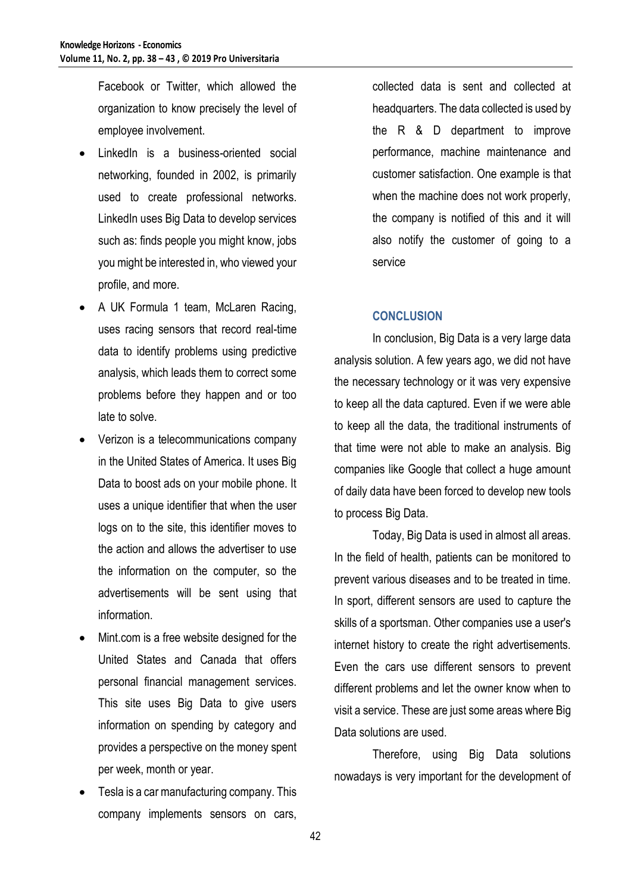Facebook or Twitter, which allowed the organization to know precisely the level of employee involvement.

- LinkedIn is a business-oriented social networking, founded in 2002, is primarily used to create professional networks. LinkedIn uses Big Data to develop services such as: finds people you might know, jobs you might be interested in, who viewed your profile, and more.
- A UK Formula 1 team, McLaren Racing, uses racing sensors that record real-time data to identify problems using predictive analysis, which leads them to correct some problems before they happen and or too late to solve.
- Verizon is a telecommunications company in the United States of America. It uses Big Data to boost ads on your mobile phone. It uses a unique identifier that when the user logs on to the site, this identifier moves to the action and allows the advertiser to use the information on the computer, so the advertisements will be sent using that information.
- Mint.com is a free website designed for the United States and Canada that offers personal financial management services. This site uses Big Data to give users information on spending by category and provides a perspective on the money spent per week, month or year.
- Tesla is a car manufacturing company. This company implements sensors on cars, collected data is sent and collected at headquarters. The data collected is used by the R & D department to improve performance, machine maintenance and customer satisfaction. One example is that when the machine does not work properly, the company is notified of this and it will also notify the customer of going to a service

## CONCLUSION

In conclusion, Big Data is a very large data analysis solution. A few years ago, we did not have the necessary technology or it was very expensive to keep all the data captured. Even if we were able to keep all the data, the traditional instruments of that time were not able to make an analysis. Big companies like Google that collect a huge amount of daily data have been forced to develop new tools to process Big Data.

Today, Big Data is used in almost all areas. In the field of health, patients can be monitored to prevent various diseases and to be treated in time. In sport, different sensors are used to capture the skills of a sportsman. Other companies use a user's internet history to create the right advertisements. Even the cars use different sensors to prevent different problems and let the owner know when to visit a service. These are just some areas where Big Data solutions are used.

Therefore, using Big Data solutions nowadays is very important for the development of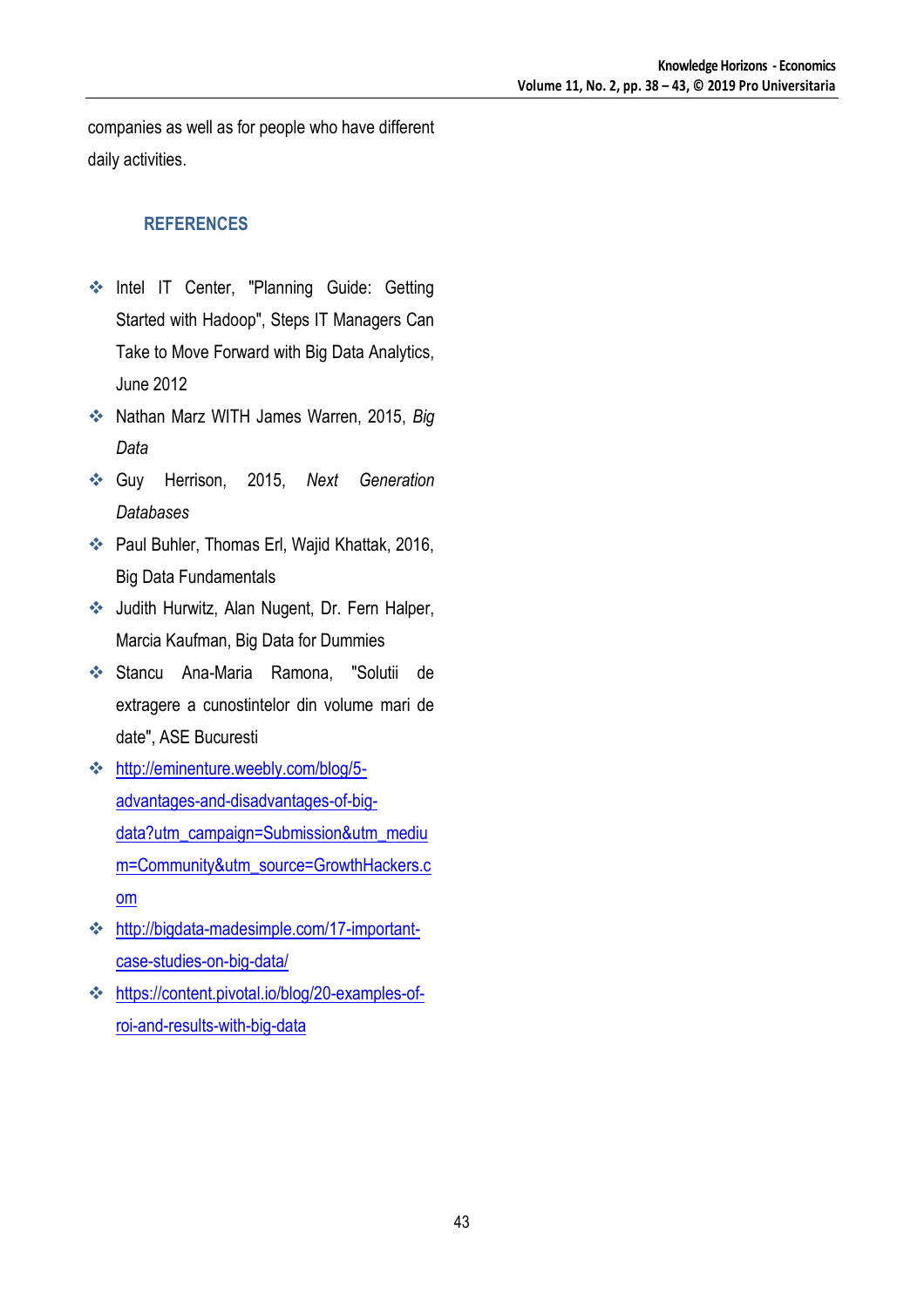companies as well as for people who have different daily activities.

## REFERENCES

- Intel IT Center, "Planning Guide: Getting Started with Hadoop", Steps IT Managers Can Take to Move Forward with Big Data Analytics, June 2012
- Nathan Marz WITH James Warren, 2015, *Big Data*
- Guy Herrison, 2015, *Next Generation Databases*
- Paul Buhler, Thomas Erl, Wajid Khattak, 2016, Big Data Fundamentals
- Judith Hurwitz, Alan Nugent, Dr. Fern Halper, Marcia Kaufman, Big Data for Dummies
- Stancu Ana-Maria Ramona, "Solutii de extragere a cunostintelor din volume mari de date", ASE Bucuresti
- http://eminenture.weebly.com/blog/5-advantages-and-disadvantages-of-big-data?utm_campaign=Submission&utm_medium=Community&utm_source=GrowthHackers.com
- http://bigdata-madesimple.com/17-important-case-studies-on-big-data/
- https://content.pivotal.io/blog/20-examples-of-roi-and-results-with-big-data